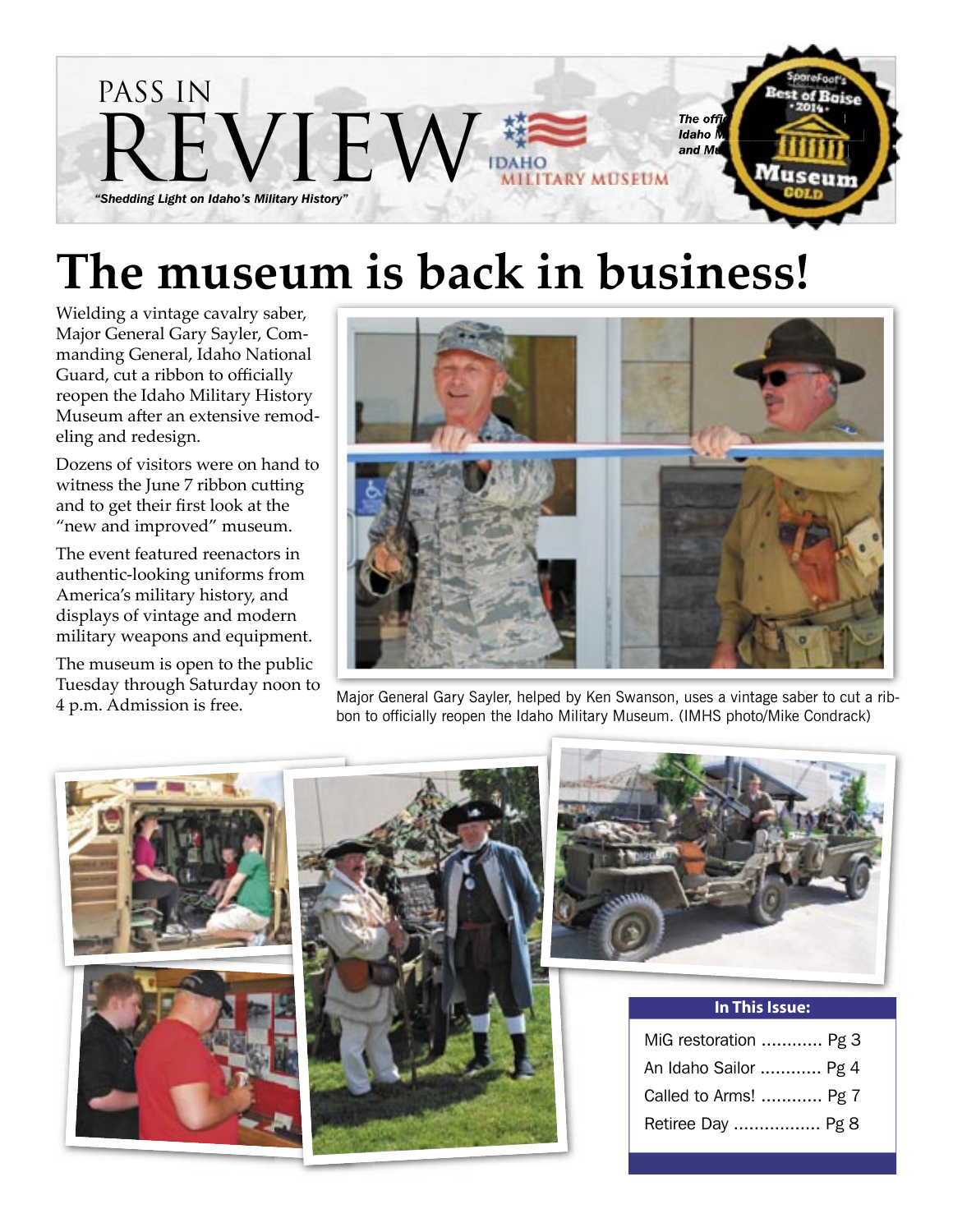# PASS IN REVIEW

*"Shedding Light on Idaho's Military History"*

IDAHO MILITARY MUSEUM

*The offi... Idaho M... and Mu...*

SpareFoot's Best of Boise • 2014 • Museum GOLD

# The museum is back in business!

Wielding a vintage cavalry saber, Major General Gary Sayler, Commanding General, Idaho National Guard, cut a ribbon to officially reopen the Idaho Military History Museum after an extensive remodeling and redesign.

Dozens of visitors were on hand to witness the June 7 ribbon cutting and to get their first look at the "new and improved" museum.

The event featured reenactors in authentic-looking uniforms from America's military history, and displays of vintage and modern military weapons and equipment.

The museum is open to the public Tuesday through Saturday noon to 4 p.m. Admission is free.

Major General Gary Sayler, helped by Ken Swanson, uses a vintage saber to cut a ribbon to officially reopen the Idaho Military Museum. (IMHS photo/Mike Condrack)

**In This Issue:**

- MiG restoration ............ Pg 3
- An Idaho Sailor ............ Pg 4
- Called to Arms! ............ Pg 7
- Retiree Day ................. Pg 8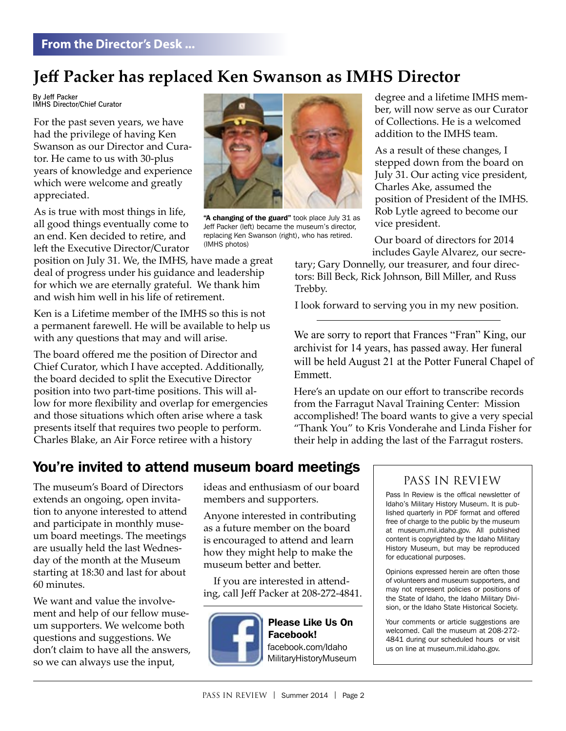**From the Director's Desk ...**

# Jeff Packer has replaced Ken Swanson as IMHS Director

By Jeff Packer
IMHS Director/Chief Curator

For the past seven years, we have had the privilege of having Ken Swanson as our Director and Curator. He came to us with 30-plus years of knowledge and experience which were welcome and greatly appreciated.

As is true with most things in life, all good things eventually come to an end. Ken decided to retire, and left the Executive Director/Curator position on July 31. We, the IMHS, have made a great deal of progress under his guidance and leadership for which we are eternally grateful. We thank him and wish him well in his life of retirement.

Ken is a Lifetime member of the IMHS so this is not a permanent farewell. He will be available to help us with any questions that may and will arise.

The board offered me the position of Director and Chief Curator, which I have accepted. Additionally, the board decided to split the Executive Director position into two part-time positions. This will allow for more flexibility and overlap for emergencies and those situations which often arise where a task presents itself that requires two people to perform. Charles Blake, an Air Force retiree with a history degree and a lifetime IMHS member, will now serve as our Curator of Collections. He is a welcomed addition to the IMHS team.

**"A changing of the guard"** took place July 31 as Jeff Packer (left) became the museum's director, replacing Ken Swanson (right), who has retired. (IMHS photos)

As a result of these changes, I stepped down from the board on July 31. Our acting vice president, Charles Ake, assumed the position of President of the IMHS. Rob Lytle agreed to become our vice president.

Our board of directors for 2014 includes Gayle Alvarez, our secretary; Gary Donnelly, our treasurer, and four directors: Bill Beck, Rick Johnson, Bill Miller, and Russ Trebby.

I look forward to serving you in my new position.

---

We are sorry to report that Frances "Fran" King, our archivist for 14 years, has passed away. Her funeral will be held August 21 at the Potter Funeral Chapel of Emmett.

Here's an update on our effort to transcribe records from the Farragut Naval Training Center: Mission accomplished! The board wants to give a very special "Thank You" to Kris Vonderahe and Linda Fisher for their help in adding the last of the Farragut rosters.

## You're invited to attend museum board meetings

The museum's Board of Directors extends an ongoing, open invitation to anyone interested to attend and participate in monthly museum board meetings. The meetings are usually held the last Wednesday of the month at the Museum starting at 18:30 and last for about 60 minutes.

We want and value the involvement and help of our fellow museum supporters. We welcome both questions and suggestions. We don't claim to have all the answers, so we can always use the input, ideas and enthusiasm of our board members and supporters.

Anyone interested in contributing as a future member on the board is encouraged to attend and learn how they might help to make the museum better and better.

If you are interested in attending, call Jeff Packer at 208-272-4841.

**Please Like Us On Facebook!**
facebook.com/IdahoMilitaryHistoryMuseum

### PASS IN REVIEW

Pass In Review is the offical newsletter of Idaho's Military History Museum. It is published quarterly in PDF format and offered free of charge to the public by the museum at museum.mil.idaho.gov. All published content is copyrighted by the Idaho Military History Museum, but may be reproduced for educational purposes.

Opinions expressed herein are often those of volunteers and museum supporters, and may not represent policies or positions of the State of Idaho, the Idaho Military Division, or the Idaho State Historical Society.

Your comments or article suggestions are welcomed. Call the museum at 208-272-4841 during our scheduled hours or visit us on line at museum.mil.idaho.gov.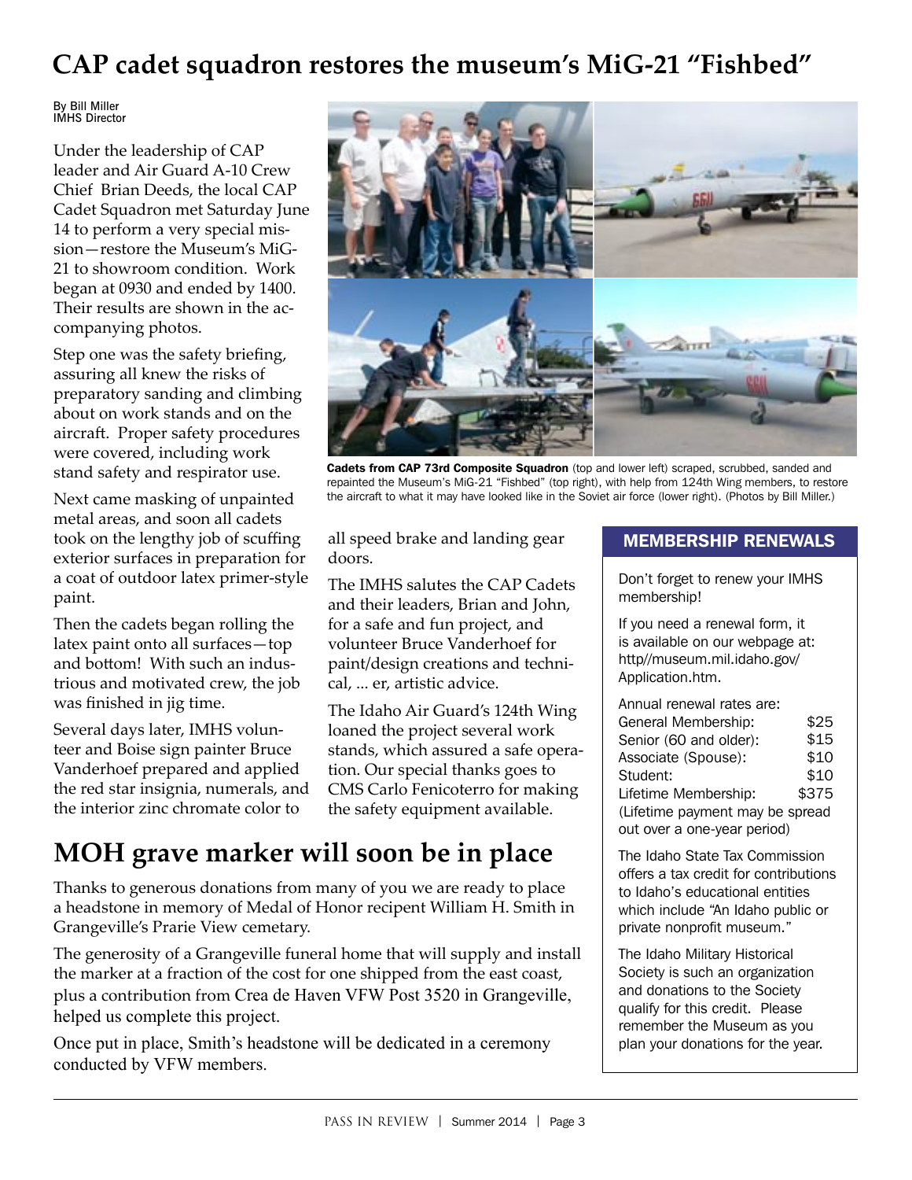# CAP cadet squadron restores the museum's MiG-21 "Fishbed"

By Bill Miller
IMHS Director

Under the leadership of CAP leader and Air Guard A-10 Crew Chief Brian Deeds, the local CAP Cadet Squadron met Saturday June 14 to perform a very special mission—restore the Museum's MiG-21 to showroom condition. Work began at 0930 and ended by 1400. Their results are shown in the accompanying photos.

Step one was the safety briefing, assuring all knew the risks of preparatory sanding and climbing about on work stands and on the aircraft. Proper safety procedures were covered, including work stand safety and respirator use.

Next came masking of unpainted metal areas, and soon all cadets took on the lengthy job of scuffing exterior surfaces in preparation for a coat of outdoor latex primer-style paint.

Then the cadets began rolling the latex paint onto all surfaces—top and bottom! With such an industrious and motivated crew, the job was finished in jig time.

Several days later, IMHS volunteer and Boise sign painter Bruce Vanderhoef prepared and applied the red star insignia, numerals, and the interior zinc chromate color to all speed brake and landing gear doors.

The IMHS salutes the CAP Cadets and their leaders, Brian and John, for a safe and fun project, and volunteer Bruce Vanderhoef for paint/design creations and technical, ... er, artistic advice.

The Idaho Air Guard's 124th Wing loaned the project several work stands, which assured a safe operation. Our special thanks goes to CMS Carlo Fenicoterro for making the safety equipment available.

**Cadets from CAP 73rd Composite Squadron** (top and lower left) scraped, scrubbed, sanded and repainted the Museum's MiG-21 "Fishbed" (top right), with help from 124th Wing members, to restore the aircraft to what it may have looked like in the Soviet air force (lower right). (Photos by Bill Miller.)

# MOH grave marker will soon be in place

Thanks to generous donations from many of you we are ready to place a headstone in memory of Medal of Honor recipent William H. Smith in Grangeville's Prarie View cemetary.

The generosity of a Grangeville funeral home that will supply and install the marker at a fraction of the cost for one shipped from the east coast, plus a contribution from Crea de Haven VFW Post 3520 in Grangeville, helped us complete this project.

Once put in place, Smith's headstone will be dedicated in a ceremony conducted by VFW members.

## MEMBERSHIP RENEWALS

Don't forget to renew your IMHS membership!

If you need a renewal form, it is available on our webpage at: http//museum.mil.idaho.gov/Application.htm.

Annual renewal rates are:

| | |
|---|---|
| General Membership: | $25 |
| Senior (60 and older): | $15 |
| Associate (Spouse): | $10 |
| Student: | $10 |
| Lifetime Membership: | $375 |

(Lifetime payment may be spread out over a one-year period)

The Idaho State Tax Commission offers a tax credit for contributions to Idaho's educational entities which include "An Idaho public or private nonprofit museum."

The Idaho Military Historical Society is such an organization and donations to the Society qualify for this credit. Please remember the Museum as you plan your donations for the year.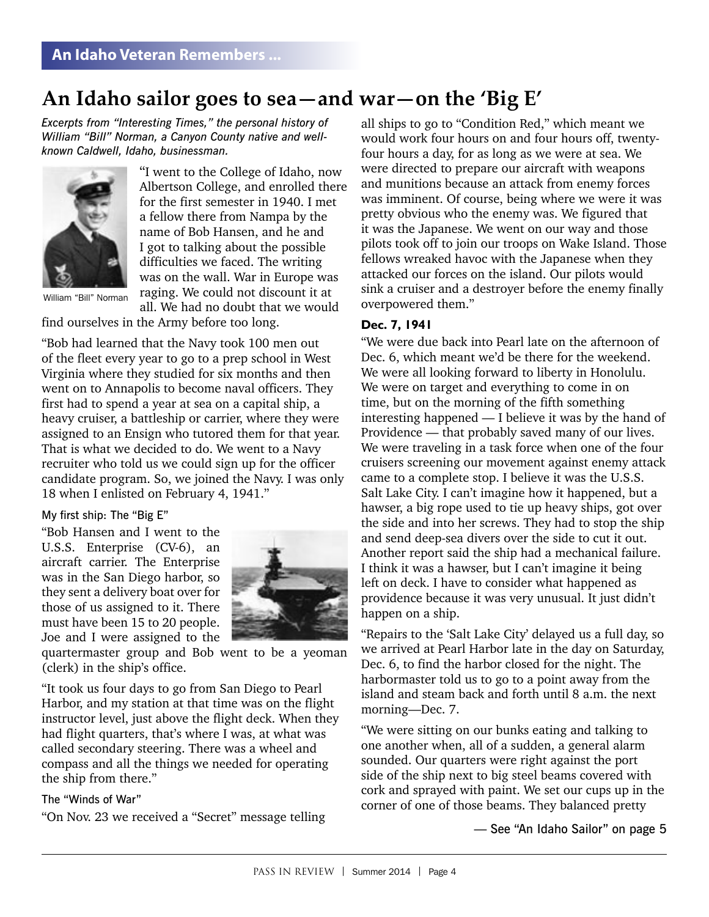**An Idaho Veteran Remembers ...**

# An Idaho sailor goes to sea—and war—on the 'Big E'

*Excerpts from "Interesting Times," the personal history of William "Bill" Norman, a Canyon County native and well-known Caldwell, Idaho, businessman.*

William "Bill" Norman

"I went to the College of Idaho, now Albertson College, and enrolled there for the first semester in 1940. I met a fellow there from Nampa by the name of Bob Hansen, and he and I got to talking about the possible difficulties we faced. The writing was on the wall. War in Europe was raging. We could not discount it at all. We had no doubt that we would find ourselves in the Army before too long.

"Bob had learned that the Navy took 100 men out of the fleet every year to go to a prep school in West Virginia where they studied for six months and then went on to Annapolis to become naval officers. They first had to spend a year at sea on a capital ship, a heavy cruiser, a battleship or carrier, where they were assigned to an Ensign who tutored them for that year. That is what we decided to do. We went to a Navy recruiter who told us we could sign up for the officer candidate program. So, we joined the Navy. I was only 18 when I enlisted on February 4, 1941."

### My first ship: The "Big E"

"Bob Hansen and I went to the U.S.S. Enterprise (CV-6), an aircraft carrier. The Enterprise was in the San Diego harbor, so they sent a delivery boat over for those of us assigned to it. There must have been 15 to 20 people. Joe and I were assigned to the quartermaster group and Bob went to be a yeoman (clerk) in the ship's office.

"It took us four days to go from San Diego to Pearl Harbor, and my station at that time was on the flight instructor level, just above the flight deck. When they had flight quarters, that's where I was, at what was called secondary steering. There was a wheel and compass and all the things we needed for operating the ship from there."

### The "Winds of War"

"On Nov. 23 we received a "Secret" message telling all ships to go to "Condition Red," which meant we would work four hours on and four hours off, twenty-four hours a day, for as long as we were at sea. We were directed to prepare our aircraft with weapons and munitions because an attack from enemy forces was imminent. Of course, being where we were it was pretty obvious who the enemy was. We figured that it was the Japanese. We went on our way and those pilots took off to join our troops on Wake Island. Those fellows wreaked havoc with the Japanese when they attacked our forces on the island. Our pilots would sink a cruiser and a destroyer before the enemy finally overpowered them."

### Dec. 7, 1941

"We were due back into Pearl late on the afternoon of Dec. 6, which meant we'd be there for the weekend. We were all looking forward to liberty in Honolulu. We were on target and everything to come in on time, but on the morning of the fifth something interesting happened — I believe it was by the hand of Providence — that probably saved many of our lives. We were traveling in a task force when one of the four cruisers screening our movement against enemy attack came to a complete stop. I believe it was the U.S.S. Salt Lake City. I can't imagine how it happened, but a hawser, a big rope used to tie up heavy ships, got over the side and into her screws. They had to stop the ship and send deep-sea divers over the side to cut it out. Another report said the ship had a mechanical failure. I think it was a hawser, but I can't imagine it being left on deck. I have to consider what happened as providence because it was very unusual. It just didn't happen on a ship.

"Repairs to the 'Salt Lake City' delayed us a full day, so we arrived at Pearl Harbor late in the day on Saturday, Dec. 6, to find the harbor closed for the night. The harbormaster told us to go to a point away from the island and steam back and forth until 8 a.m. the next morning—Dec. 7.

"We were sitting on our bunks eating and talking to one another when, all of a sudden, a general alarm sounded. Our quarters were right against the port side of the ship next to big steel beams covered with cork and sprayed with paint. We set our cups up in the corner of one of those beams. They balanced pretty

— See "An Idaho Sailor" on page 5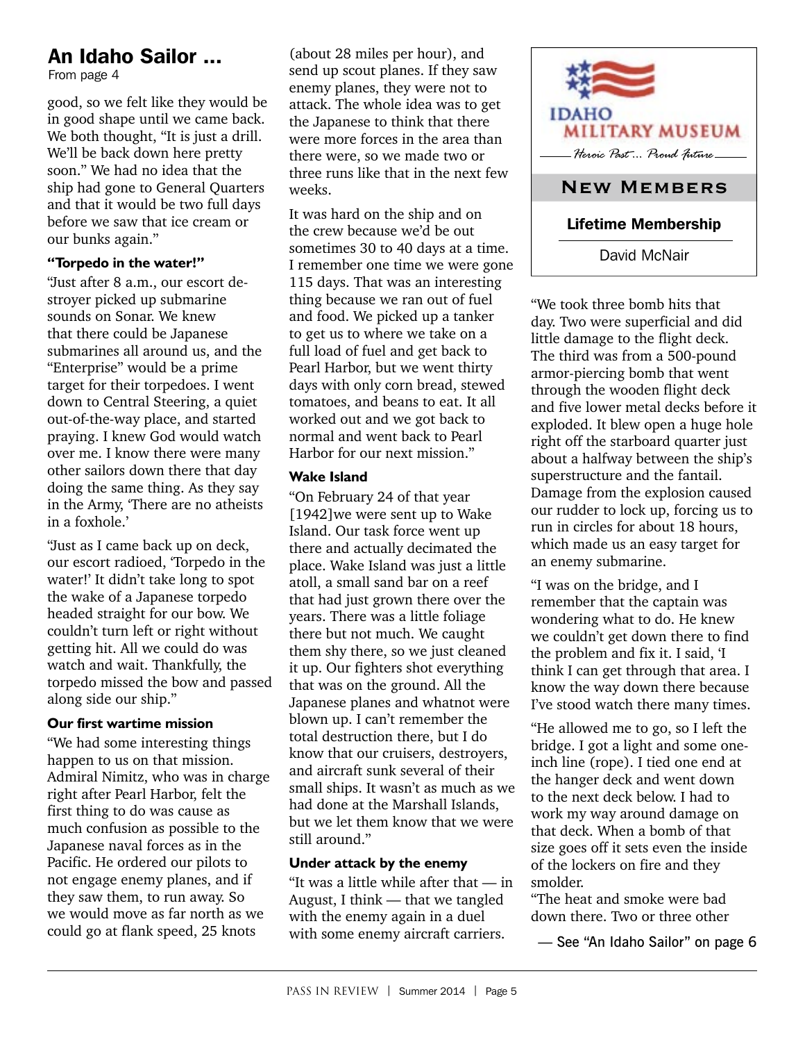# An Idaho Sailor ...

From page 4

good, so we felt like they would be in good shape until we came back. We both thought, "It is just a drill. We'll be back down here pretty soon." We had no idea that the ship had gone to General Quarters and that it would be two full days before we saw that ice cream or our bunks again."

**"Torpedo in the water!"**

'Just after 8 a.m., our escort destroyer picked up submarine sounds on Sonar. We knew that there could be Japanese submarines all around us, and the "Enterprise" would be a prime target for their torpedoes. I went down to Central Steering, a quiet out-of-the-way place, and started praying. I knew God would watch over me. I know there were many other sailors down there that day doing the same thing. As they say in the Army, 'There are no atheists in a foxhole.'

'Just as I came back up on deck, our escort radioed, 'Torpedo in the water!' It didn't take long to spot the wake of a Japanese torpedo headed straight for our bow. We couldn't turn left or right without getting hit. All we could do was watch and wait. Thankfully, the torpedo missed the bow and passed along side our ship."

**Our first wartime mission**

"We had some interesting things happen to us on that mission. Admiral Nimitz, who was in charge right after Pearl Harbor, felt the first thing to do was cause as much confusion as possible to the Japanese naval forces as in the Pacific. He ordered our pilots to not engage enemy planes, and if they saw them, to run away. So we would move as far north as we could go at flank speed, 25 knots (about 28 miles per hour), and send up scout planes. If they saw enemy planes, they were not to attack. The whole idea was to get the Japanese to think that there were more forces in the area than there were, so we made two or three runs like that in the next few weeks.

It was hard on the ship and on the crew because we'd be out sometimes 30 to 40 days at a time. I remember one time we were gone 115 days. That was an interesting thing because we ran out of fuel and food. We picked up a tanker to get us to where we take on a full load of fuel and get back to Pearl Harbor, but we went thirty days with only corn bread, stewed tomatoes, and beans to eat. It all worked out and we got back to normal and went back to Pearl Harbor for our next mission."

**Wake Island**

"On February 24 of that year [1942]we were sent up to Wake Island. Our task force went up there and actually decimated the place. Wake Island was just a little atoll, a small sand bar on a reef that had just grown there over the years. There was a little foliage there but not much. We caught them shy there, so we just cleaned it up. Our fighters shot everything that was on the ground. All the Japanese planes and whatnot were blown up. I can't remember the total destruction there, but I do know that our cruisers, destroyers, and aircraft sunk several of their small ships. It wasn't as much as we had done at the Marshall Islands, but we let them know that we were still around."

**Under attack by the enemy**

"It was a little while after that — in August, I think — that we tangled with the enemy again in a duel with some enemy aircraft carriers.

> **IDAHO MILITARY MUSEUM**
> *Heroic Past... Proud Future*
>
> **NEW MEMBERS**
>
> **Lifetime Membership**
>
> David McNair

"We took three bomb hits that day. Two were superficial and did little damage to the flight deck. The third was from a 500-pound armor-piercing bomb that went through the wooden flight deck and five lower metal decks before it exploded. It blew open a huge hole right off the starboard quarter just about a halfway between the ship's superstructure and the fantail. Damage from the explosion caused our rudder to lock up, forcing us to run in circles for about 18 hours, which made us an easy target for an enemy submarine.

"I was on the bridge, and I remember that the captain was wondering what to do. He knew we couldn't get down there to find the problem and fix it. I said, 'I think I can get through that area. I know the way down there because I've stood watch there many times.

"He allowed me to go, so I left the bridge. I got a light and some one-inch line (rope). I tied one end at the hanger deck and went down to the next deck below. I had to work my way around damage on that deck. When a bomb of that size goes off it sets even the inside of the lockers on fire and they smolder.

"The heat and smoke were bad down there. Two or three other

— See "An Idaho Sailor" on page 6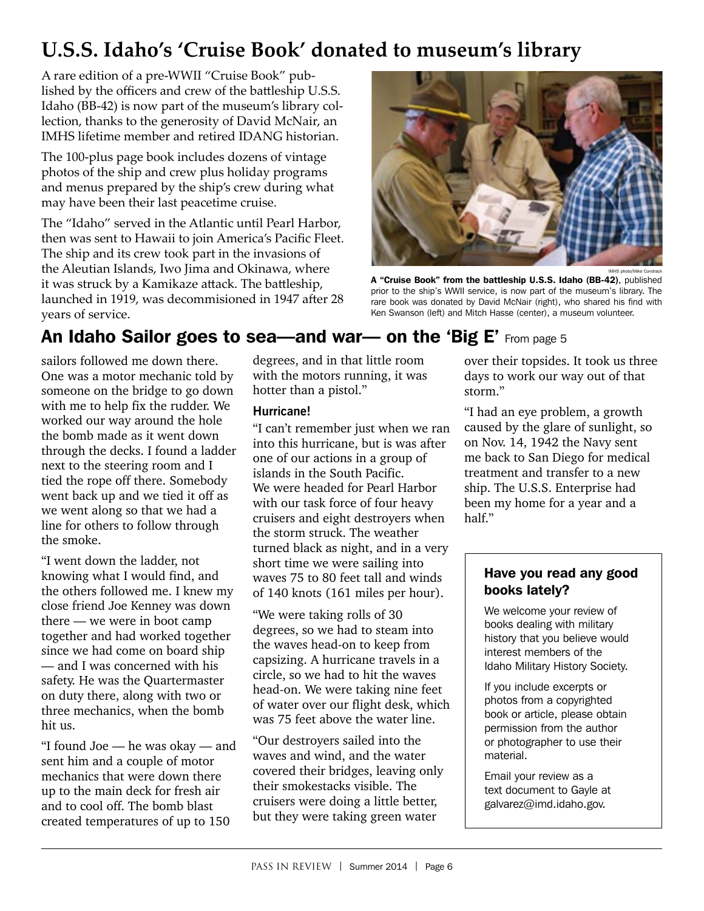## U.S.S. Idaho's 'Cruise Book' donated to museum's library

A rare edition of a pre-WWII "Cruise Book" published by the officers and crew of the battleship U.S.S. Idaho (BB-42) is now part of the museum's library collection, thanks to the generosity of David McNair, an IMHS lifetime member and retired IDANG historian.

The 100-plus page book includes dozens of vintage photos of the ship and crew plus holiday programs and menus prepared by the ship's crew during what may have been their last peacetime cruise.

The "Idaho" served in the Atlantic until Pearl Harbor, then was sent to Hawaii to join America's Pacific Fleet. The ship and its crew took part in the invasions of the Aleutian Islands, Iwo Jima and Okinawa, where it was struck by a Kamikaze attack. The battleship, launched in 1919, was decommisioned in 1947 after 28 years of service.

IMHS photo/Mike Condrack

**A "Cruise Book" from the battleship U.S.S. Idaho (BB-42)**, published prior to the ship's WWII service, is now part of the museum's library. The rare book was donated by David McNair (right), who shared his find with Ken Swanson (left) and Mitch Hasse (center), a museum volunteer.

## An Idaho Sailor goes to sea—and war— on the 'Big E' From page 5

sailors followed me down there. One was a motor mechanic told by someone on the bridge to go down with me to help fix the rudder. We worked our way around the hole the bomb made as it went down through the decks. I found a ladder next to the steering room and I tied the rope off there. Somebody went back up and we tied it off as we went along so that we had a line for others to follow through the smoke.

"I went down the ladder, not knowing what I would find, and the others followed me. I knew my close friend Joe Kenney was down there — we were in boot camp together and had worked together since we had come on board ship — and I was concerned with his safety. He was the Quartermaster on duty there, along with two or three mechanics, when the bomb hit us.

"I found Joe — he was okay — and sent him and a couple of motor mechanics that were down there up to the main deck for fresh air and to cool off. The bomb blast created temperatures of up to 150 degrees, and in that little room with the motors running, it was hotter than a pistol."

### Hurricane!

"I can't remember just when we ran into this hurricane, but is was after one of our actions in a group of islands in the South Pacific. We were headed for Pearl Harbor with our task force of four heavy cruisers and eight destroyers when the storm struck. The weather turned black as night, and in a very short time we were sailing into waves 75 to 80 feet tall and winds of 140 knots (161 miles per hour).

"We were taking rolls of 30 degrees, so we had to steam into the waves head-on to keep from capsizing. A hurricane travels in a circle, so we had to hit the waves head-on. We were taking nine feet of water over our flight desk, which was 75 feet above the water line.

"Our destroyers sailed into the waves and wind, and the water covered their bridges, leaving only their smokestacks visible. The cruisers were doing a little better, but they were taking green water over their topsides. It took us three days to work our way out of that storm."

"I had an eye problem, a growth caused by the glare of sunlight, so on Nov. 14, 1942 the Navy sent me back to San Diego for medical treatment and transfer to a new ship. The U.S.S. Enterprise had been my home for a year and a half."

### Have you read any good books lately?

We welcome your review of books dealing with military history that you believe would interest members of the Idaho Military History Society.

If you include excerpts or photos from a copyrighted book or article, please obtain permission from the author or photographer to use their material.

Email your review as a text document to Gayle at galvarez@imd.idaho.gov.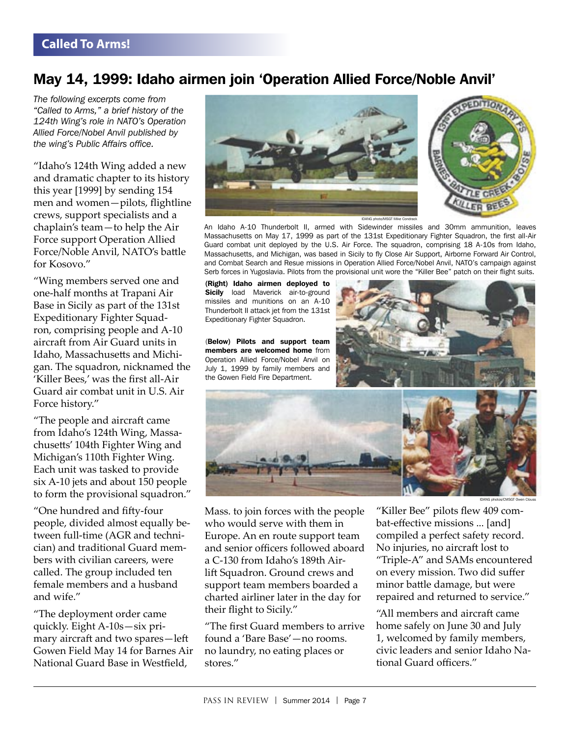**Called To Arms!**

## May 14, 1999: Idaho airmen join 'Operation Allied Force/Noble Anvil'

*The following excerpts come from "Called to Arms," a brief history of the 124th Wing's role in NATO's Operation Allied Force/Nobel Anvil published by the wing's Public Affairs office.*

"Idaho's 124th Wing added a new and dramatic chapter to its history this year [1999] by sending 154 men and women—pilots, flightline crews, support specialists and a chaplain's team—to help the Air Force support Operation Allied Force/Noble Anvil, NATO's battle for Kosovo."

"Wing members served one and one-half months at Trapani Air Base in Sicily as part of the 131st Expeditionary Fighter Squadron, comprising people and A-10 aircraft from Air Guard units in Idaho, Massachusetts and Michigan. The squadron, nicknamed the 'Killer Bees,' was the first all-Air Guard air combat unit in U.S. Air Force history."

"The people and aircraft came from Idaho's 124th Wing, Massachusetts' 104th Fighter Wing and Michigan's 110th Fighter Wing. Each unit was tasked to provide six A-10 jets and about 150 people to form the provisional squadron."

"One hundred and fifty-four people, divided almost equally between full-time (AGR and technician) and traditional Guard members with civilian careers, were called. The group included ten female members and a husband and wife."

"The deployment order came quickly. Eight A-10s—six primary aircraft and two spares—left Gowen Field May 14 for Barnes Air National Guard Base in Westfield, Mass. to join forces with the people who would serve with them in Europe. An en route support team and senior officers followed aboard a C-130 from Idaho's 189th Airlift Squadron. Ground crews and support team members boarded a charted airliner later in the day for their flight to Sicily."

"The first Guard members to arrive found a 'Bare Base'—no rooms. no laundry, no eating places or stores."

"Killer Bee" pilots flew 409 combat-effective missions ... [and] compiled a perfect safety record. No injuries, no aircraft lost to "Triple-A" and SAMs encountered on every mission. Two did suffer minor battle damage, but were repaired and returned to service."

"All members and aircraft came home safely on June 30 and July 1, welcomed by family members, civic leaders and senior Idaho National Guard officers."

IDANG photo/MSGT Mike Condrack

An Idaho A-10 Thunderbolt II, armed with Sidewinder missiles and 30mm ammunition, leaves Massachusetts on May 17, 1999 as part of the 131st Expeditionary Fighter Squadron, the first all-Air Guard combat unit deployed by the U.S. Air Force. The squadron, comprising 18 A-10s from Idaho, Massachusetts, and Michigan, was based in Sicily to fly Close Air Support, Airborne Forward Air Control, and Combat Search and Resue missions in Operation Allied Force/Nobel Anvil, NATO's campaign against Serb forces in Yugoslavia. Pilots from the provisional unit wore the "Killer Bee" patch on their flight suits.

(Right) **Idaho airmen deployed to Sicily** load Maverick air-to-ground missiles and munitions on an A-10 Thunderbolt II attack jet from the 131st Expeditionary Fighter Squadron.

(Below) **Pilots and support team members are welcomed home** from Operation Allied Force/Nobel Anvil on July 1, 1999 by family members and the Gowen Field Fire Department.

IDANG photos/CMSGT Owen Clouss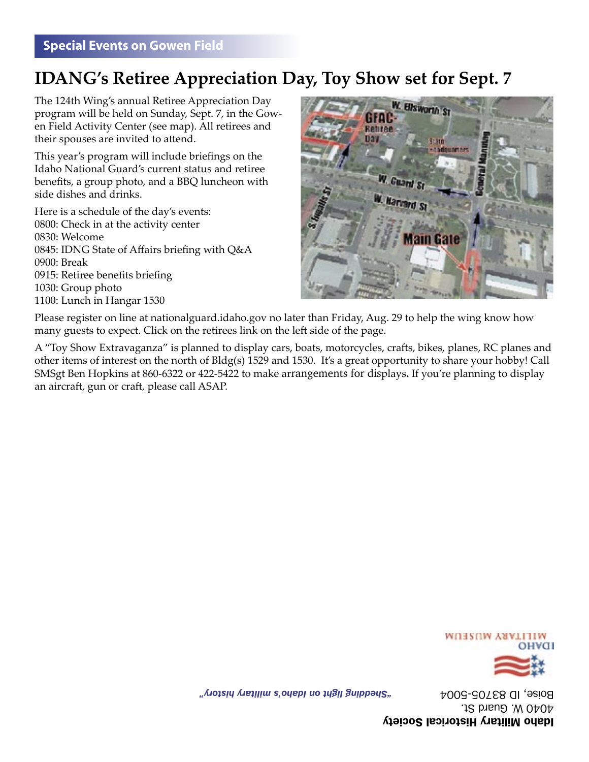**Special Events on Gowen Field**

# IDANG's Retiree Appreciation Day, Toy Show set for Sept. 7

The 124th Wing's annual Retiree Appreciation Day program will be held on Sunday, Sept. 7, in the Gowen Field Activity Center (see map). All retirees and their spouses are invited to attend.

This year's program will include briefings on the Idaho National Guard's current status and retiree benefits, a group photo, and a BBQ luncheon with side dishes and drinks.

Here is a schedule of the day's events:
0800: Check in at the activity center
0830: Welcome
0845: IDNG State of Affairs briefing with Q&A
0900: Break
0915: Retiree benefits briefing
1030: Group photo
1100: Lunch in Hangar 1530

W. Ellsworth St
GFAC-Retiree Day
State Headquarters
General Manning
W. Guard St
W. Harvard St
S. Ingalls St
Main Gate

Please register on line at nationalguard.idaho.gov no later than Friday, Aug. 29 to help the wing know how many guests to expect. Click on the retirees link on the left side of the page.

A "Toy Show Extravaganza" is planned to display cars, boats, motorcycles, crafts, bikes, planes, RC planes and other items of interest on the north of Bldg(s) 1529 and 1530. It's a great opportunity to share your hobby! Call SMSgt Ben Hopkins at 860-6322 or 422-5422 to make arrangements for displays. If you're planning to display an aircraft, gun or craft, please call ASAP.

IDAHO MILITARY MUSEUM

**Idaho Military Historical Society**
4040 W. Guard St.
Boise, ID 83705-5004

*"Shedding light on Idaho's military history"*